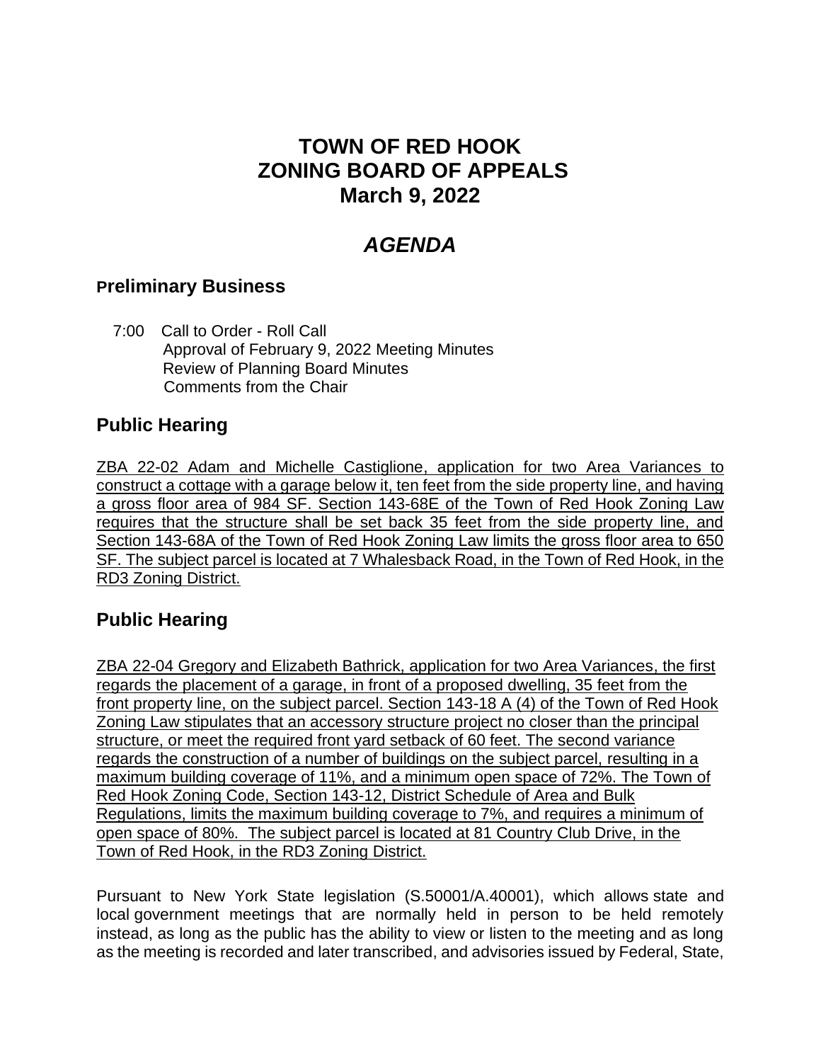# TOWN OF RED HOOK
# ZONING BOARD OF APPEALS
# March 9, 2022

## *AGENDA*

### Preliminary Business

7:00 Call to Order - Roll Call
Approval of February 9, 2022 Meeting Minutes
Review of Planning Board Minutes
Comments from the Chair

### Public Hearing

ZBA 22-02 Adam and Michelle Castiglione, application for two Area Variances to construct a cottage with a garage below it, ten feet from the side property line, and having a gross floor area of 984 SF. Section 143-68E of the Town of Red Hook Zoning Law requires that the structure shall be set back 35 feet from the side property line, and Section 143-68A of the Town of Red Hook Zoning Law limits the gross floor area to 650 SF. The subject parcel is located at 7 Whalesback Road, in the Town of Red Hook, in the RD3 Zoning District.

### Public Hearing

ZBA 22-04 Gregory and Elizabeth Bathrick, application for two Area Variances, the first regards the placement of a garage, in front of a proposed dwelling, 35 feet from the front property line, on the subject parcel. Section 143-18 A (4) of the Town of Red Hook Zoning Law stipulates that an accessory structure project no closer than the principal structure, or meet the required front yard setback of 60 feet. The second variance regards the construction of a number of buildings on the subject parcel, resulting in a maximum building coverage of 11%, and a minimum open space of 72%. The Town of Red Hook Zoning Code, Section 143-12, District Schedule of Area and Bulk Regulations, limits the maximum building coverage to 7%, and requires a minimum of open space of 80%. The subject parcel is located at 81 Country Club Drive, in the Town of Red Hook, in the RD3 Zoning District.

Pursuant to New York State legislation (S.50001/A.40001), which allows state and local government meetings that are normally held in person to be held remotely instead, as long as the public has the ability to view or listen to the meeting and as long as the meeting is recorded and later transcribed, and advisories issued by Federal, State,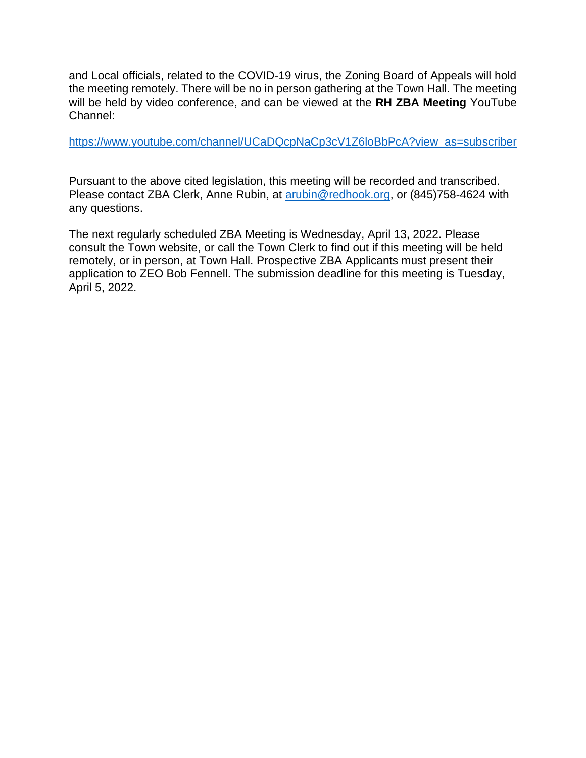and Local officials, related to the COVID-19 virus, the Zoning Board of Appeals will hold the meeting remotely. There will be no in person gathering at the Town Hall. The meeting will be held by video conference, and can be viewed at the **RH ZBA Meeting** YouTube Channel:

[https://www.youtube.com/channel/UCaDQcpNaCp3cV1Z6loBbPcA?view_as=subscriber](https://www.youtube.com/channel/UCaDQcpNaCp3cV1Z6loBbPcA?view_as=subscriber)

Pursuant to the above cited legislation, this meeting will be recorded and transcribed. Please contact ZBA Clerk, Anne Rubin, at [arubin@redhook.org](mailto:arubin@redhook.org), or (845)758-4624 with any questions.

The next regularly scheduled ZBA Meeting is Wednesday, April 13, 2022. Please consult the Town website, or call the Town Clerk to find out if this meeting will be held remotely, or in person, at Town Hall. Prospective ZBA Applicants must present their application to ZEO Bob Fennell. The submission deadline for this meeting is Tuesday, April 5, 2022.